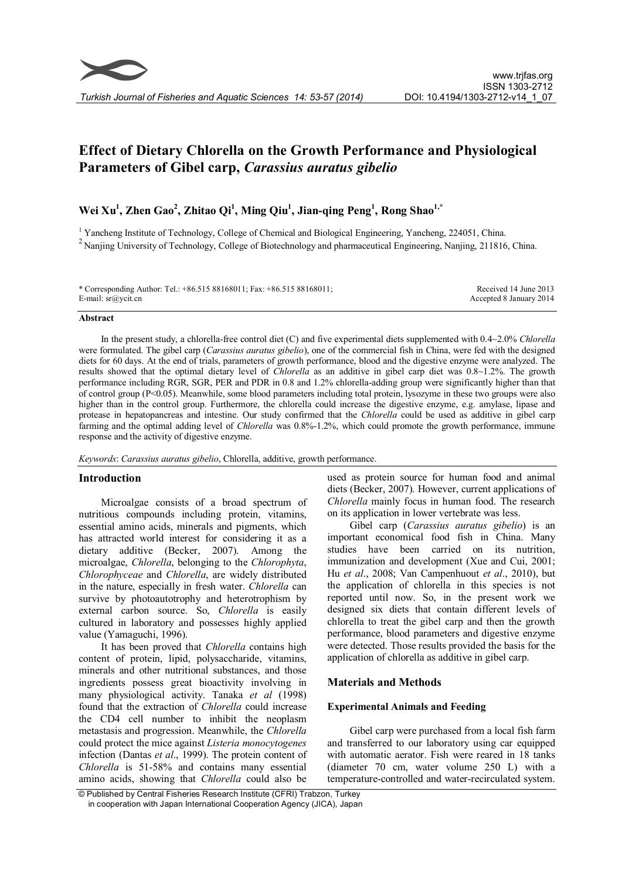# Effect of Dietary Chlorella on the Growth Performance and Physiological Parameters of Gibel carp, *Carassius auratus gibelio*

**Wei Xu[1], Zhen Gao[2], Zhitao Qi[1], Ming Qiu[1], Jian-qing Peng[1], Rong Shao[1,*]**

[1] Yancheng Institute of Technology, College of Chemical and Biological Engineering, Yancheng, 224051, China.

[2] Nanjing University of Technology, College of Biotechnology and pharmaceutical Engineering, Nanjing, 211816, China.

\* Corresponding Author: Tel.: +86.515 88168011; Fax: +86.515 88168011; E-mail: sr@ycit.cn

Received 14 June 2013
Accepted 8 January 2014

### Abstract

In the present study, a chlorella-free control diet (C) and five experimental diets supplemented with 0.4~2.0% *Chlorella* were formulated. The gibel carp (*Carassius auratus gibelio*), one of the commercial fish in China, were fed with the designed diets for 60 days. At the end of trials, parameters of growth performance, blood and the digestive enzyme were analyzed. The results showed that the optimal dietary level of *Chlorella* as an additive in gibel carp diet was 0.8~1.2%. The growth performance including RGR, SGR, PER and PDR in 0.8 and 1.2% chlorella-adding group were significantly higher than that of control group ($P<0.05$). Meanwhile, some blood parameters including total protein, lysozyme in these two groups were also higher than in the control group. Furthermore, the chlorella could increase the digestive enzyme, e.g. amylase, lipase and protease in hepatopancreas and intestine. Our study confirmed that the *Chlorella* could be used as additive in gibel carp farming and the optimal adding level of *Chlorella* was 0.8%-1.2%, which could promote the growth performance, immune response and the activity of digestive enzyme.

*Keywords*: *Carassius auratus gibelio*, Chlorella, additive, growth performance.

## Introduction

Microalgae consists of a broad spectrum of nutritious compounds including protein, vitamins, essential amino acids, minerals and pigments, which has attracted world interest for considering it as a dietary additive (Becker, 2007). Among the microalgae, *Chlorella*, belonging to the *Chlorophyta*, *Chlorophyceae* and *Chlorella*, are widely distributed in the nature, especially in fresh water. *Chlorella* can survive by photoautotrophy and heterotrophism by external carbon source. So, *Chlorella* is easily cultured in laboratory and possesses highly applied value (Yamaguchi, 1996).

It has been proved that *Chlorella* contains high content of protein, lipid, polysaccharide, vitamins, minerals and other nutritional substances, and those ingredients possess great bioactivity involving in many physiological activity. Tanaka *et al* (1998) found that the extraction of *Chlorella* could increase the CD4 cell number to inhibit the neoplasm metastasis and progression. Meanwhile, the *Chlorella* could protect the mice against *Listeria monocytogenes* infection (Dantas *et al*., 1999). The protein content of *Chlorella* is 51-58% and contains many essential amino acids, showing that *Chlorella* could also be used as protein source for human food and animal diets (Becker, 2007). However, current applications of *Chlorella* mainly focus in human food. The research on its application in lower vertebrate was less.

Gibel carp (*Carassius auratus gibelio*) is an important economical food fish in China. Many studies have been carried on its nutrition, immunization and development (Xue and Cui, 2001; Hu *et al*., 2008; Van Campenhuout *et al*., 2010), but the application of chlorella in this species is not reported until now. So, in the present work we designed six diets that contain different levels of chlorella to treat the gibel carp and then the growth performance, blood parameters and digestive enzyme were detected. Those results provided the basis for the application of chlorella as additive in gibel carp.

## Materials and Methods

### Experimental Animals and Feeding

Gibel carp were purchased from a local fish farm and transferred to our laboratory using car equipped with automatic aerator. Fish were reared in 18 tanks (diameter 70 cm, water volume 250 L) with a temperature-controlled and water-recirculated system.

© Published by Central Fisheries Research Institute (CFRI) Trabzon, Turkey in cooperation with Japan International Cooperation Agency (JICA), Japan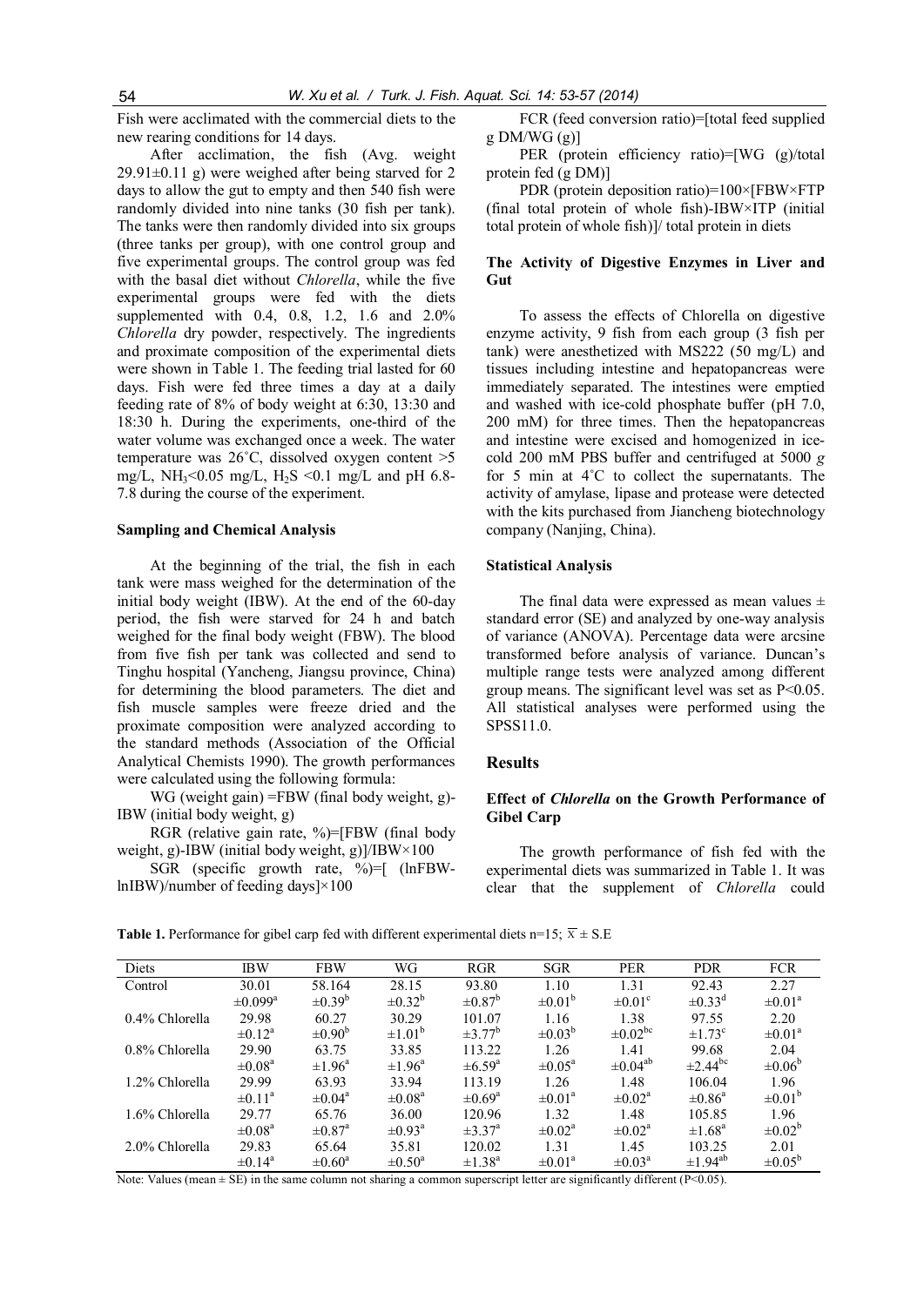Fish were acclimated with the commercial diets to the new rearing conditions for 14 days.

After acclimation, the fish (Avg. weight 29.91±0.11 g) were weighed after being starved for 2 days to allow the gut to empty and then 540 fish were randomly divided into nine tanks (30 fish per tank). The tanks were then randomly divided into six groups (three tanks per group), with one control group and five experimental groups. The control group was fed with the basal diet without *Chlorella*, while the five experimental groups were fed with the diets supplemented with 0.4, 0.8, 1.2, 1.6 and 2.0% *Chlorella* dry powder, respectively. The ingredients and proximate composition of the experimental diets were shown in Table 1. The feeding trial lasted for 60 days. Fish were fed three times a day at a daily feeding rate of 8% of body weight at 6:30, 13:30 and 18:30 h. During the experiments, one-third of the water volume was exchanged once a week. The water temperature was 26˚C, dissolved oxygen content >5 mg/L, $NH_3$<0.05 mg/L, $H_2S$ <0.1 mg/L and pH 6.8-7.8 during the course of the experiment.

### Sampling and Chemical Analysis

At the beginning of the trial, the fish in each tank were mass weighed for the determination of the initial body weight (IBW). At the end of the 60-day period, the fish were starved for 24 h and batch weighed for the final body weight (FBW). The blood from five fish per tank was collected and send to Tinghu hospital (Yancheng, Jiangsu province, China) for determining the blood parameters. The diet and fish muscle samples were freeze dried and the proximate composition were analyzed according to the standard methods (Association of the Official Analytical Chemists 1990). The growth performances were calculated using the following formula:

WG (weight gain) =FBW (final body weight, g)-IBW (initial body weight, g)

RGR (relative gain rate, %)=[FBW (final body weight, g)-IBW (initial body weight, g)]/IBW×100

SGR (specific growth rate, %)=[ (lnFBW-lnIBW)/number of feeding days]×100

FCR (feed conversion ratio)=[total feed supplied g DM/WG (g)]

PER (protein efficiency ratio)=[WG (g)/total protein fed (g DM)]

PDR (protein deposition ratio)=100×[FBW×FTP (final total protein of whole fish)-IBW×ITP (initial total protein of whole fish)]/ total protein in diets

### The Activity of Digestive Enzymes in Liver and Gut

To assess the effects of Chlorella on digestive enzyme activity, 9 fish from each group (3 fish per tank) were anesthetized with MS222 (50 mg/L) and tissues including intestine and hepatopancreas were immediately separated. The intestines were emptied and washed with ice-cold phosphate buffer (pH 7.0, 200 mM) for three times. Then the hepatopancreas and intestine were excised and homogenized in ice-cold 200 mM PBS buffer and centrifuged at 5000 *g* for 5 min at 4˚C to collect the supernatants. The activity of amylase, lipase and protease were detected with the kits purchased from Jiancheng biotechnology company (Nanjing, China).

### Statistical Analysis

The final data were expressed as mean values ± standard error (SE) and analyzed by one-way analysis of variance (ANOVA). Percentage data were arcsine transformed before analysis of variance. Duncan's multiple range tests were analyzed among different group means. The significant level was set as P<0.05. All statistical analyses were performed using the SPSS11.0.

## Results

### Effect of *Chlorella* on the Growth Performance of Gibel Carp

The growth performance of fish fed with the experimental diets was summarized in Table 1. It was clear that the supplement of *Chlorella* could

**Table 1.** Performance for gibel carp fed with different experimental diets n=15; $\overline{x}$ ± S.E

| Diets | IBW | FBW | WG | RGR | SGR | PER | PDR | FCR |
|---|---|---|---|---|---|---|---|---|
| Control | 30.01 ±0.099$^a$ | 58.164 ±0.39$^b$ | 28.15 ±0.32$^b$ | 93.80 ±0.87$^b$ | 1.10 ±0.01$^b$ | 1.31 ±0.01$^c$ | 92.43 ±0.33$^d$ | 2.27 ±0.01$^a$ |
| 0.4% Chlorella | 29.98 ±0.12$^a$ | 60.27 ±0.90$^b$ | 30.29 ±1.01$^b$ | 101.07 ±3.77$^b$ | 1.16 ±0.03$^b$ | 1.38 ±0.02$^{bc}$ | 97.55 ±1.73$^c$ | 2.20 ±0.01$^a$ |
| 0.8% Chlorella | 29.90 ±0.08$^a$ | 63.75 ±1.96$^a$ | 33.85 ±1.96$^a$ | 113.22 ±6.59$^a$ | 1.26 ±0.05$^a$ | 1.41 ±0.04$^{ab}$ | 99.68 ±2.44$^{bc}$ | 2.04 ±0.06$^b$ |
| 1.2% Chlorella | 29.99 ±0.11$^a$ | 63.93 ±0.04$^a$ | 33.94 ±0.08$^a$ | 113.19 ±0.69$^a$ | 1.26 ±0.01$^a$ | 1.48 ±0.02$^a$ | 106.04 ±0.86$^a$ | 1.96 ±0.01$^b$ |
| 1.6% Chlorella | 29.77 ±0.08$^a$ | 65.76 ±0.87$^a$ | 36.00 ±0.93$^a$ | 120.96 ±3.37$^a$ | 1.32 ±0.02$^a$ | 1.48 ±0.02$^a$ | 105.85 ±1.68$^a$ | 1.96 ±0.02$^b$ |
| 2.0% Chlorella | 29.83 ±0.14$^a$ | 65.64 ±0.60$^a$ | 35.81 ±0.50$^a$ | 120.02 ±1.38$^a$ | 1.31 ±0.01$^a$ | 1.45 ±0.03$^a$ | 103.25 ±1.94$^{ab}$ | 2.01 ±0.05$^b$ |

Note: Values (mean ± SE) in the same column not sharing a common superscript letter are significantly different (P<0.05).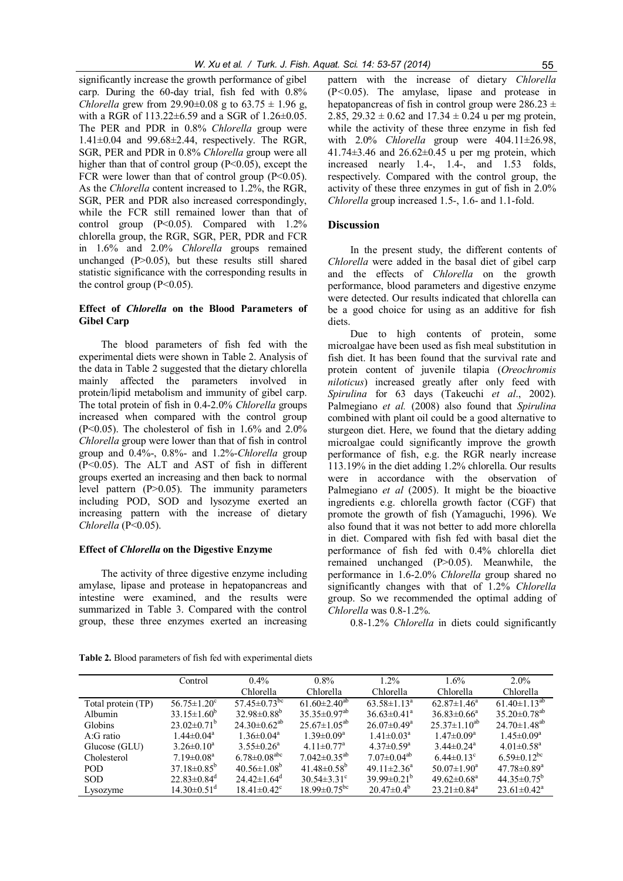significantly increase the growth performance of gibel carp. During the 60-day trial, fish fed with 0.8% *Chlorella* grew from 29.90±0.08 g to 63.75 ± 1.96 g, with a RGR of 113.22±6.59 and a SGR of 1.26±0.05. The PER and PDR in 0.8% *Chlorella* group were 1.41±0.04 and 99.68±2.44, respectively. The RGR, SGR, PER and PDR in 0.8% *Chlorella* group were all higher than that of control group ($P<0.05$), except the FCR were lower than that of control group ($P<0.05$). As the *Chlorella* content increased to 1.2%, the RGR, SGR, PER and PDR also increased correspondingly, while the FCR still remained lower than that of control group ($P<0.05$). Compared with 1.2% chlorella group, the RGR, SGR, PER, PDR and FCR in 1.6% and 2.0% *Chlorella* groups remained unchanged ($P>0.05$), but these results still shared statistic significance with the corresponding results in the control group ($P<0.05$).

### Effect of *Chlorella* on the Blood Parameters of Gibel Carp

The blood parameters of fish fed with the experimental diets were shown in Table 2. Analysis of the data in Table 2 suggested that the dietary chlorella mainly affected the parameters involved in protein/lipid metabolism and immunity of gibel carp. The total protein of fish in 0.4-2.0% *Chlorella* groups increased when compared with the control group ($P<0.05$). The cholesterol of fish in 1.6% and 2.0% *Chlorella* group were lower than that of fish in control group and 0.4%-, 0.8%- and 1.2%-*Chlorella* group ($P<0.05$). The ALT and AST of fish in different groups exerted an increasing and then back to normal level pattern ($P>0.05$). The immunity parameters including POD, SOD and lysozyme exerted an increasing pattern with the increase of dietary *Chlorella* ($P<0.05$).

### Effect of *Chlorella* on the Digestive Enzyme

The activity of three digestive enzyme including amylase, lipase and protease in hepatopancreas and intestine were examined, and the results were summarized in Table 3. Compared with the control group, these three enzymes exerted an increasing pattern with the increase of dietary *Chlorella* ($P<0.05$). The amylase, lipase and protease in hepatopancreas of fish in control group were 286.23 ± 2.85, 29.32 ± 0.62 and 17.34 ± 0.24 u per mg protein, while the activity of these three enzyme in fish fed with 2.0% *Chlorella* group were 404.11±26.98, 41.74±3.46 and 26.62±0.45 u per mg protein, which increased nearly 1.4-, 1.4-, and 1.53 folds, respectively. Compared with the control group, the activity of these three enzymes in gut of fish in 2.0% *Chlorella* group increased 1.5-, 1.6- and 1.1-fold.

## Discussion

In the present study, the different contents of *Chlorella* were added in the basal diet of gibel carp and the effects of *Chlorella* on the growth performance, blood parameters and digestive enzyme were detected. Our results indicated that chlorella can be a good choice for using as an additive for fish diets.

Due to high contents of protein, some microalgae have been used as fish meal substitution in fish diet. It has been found that the survival rate and protein content of juvenile tilapia (*Oreochromis niloticus*) increased greatly after only feed with *Spirulina* for 63 days (Takeuchi *et al*., 2002). Palmegiano *et al.* (2008) also found that *Spirulina* combined with plant oil could be a good alternative to sturgeon diet. Here, we found that the dietary adding microalgae could significantly improve the growth performance of fish, e.g. the RGR nearly increase 113.19% in the diet adding 1.2% chlorella. Our results were in accordance with the observation of Palmegiano *et al* (2005). It might be the bioactive ingredients e.g. chlorella growth factor (CGF) that promote the growth of fish (Yamaguchi, 1996). We also found that it was not better to add more chlorella in diet. Compared with fish fed with basal diet the performance of fish fed with 0.4% chlorella diet remained unchanged ($P>0.05$). Meanwhile, the performance in 1.6-2.0% *Chlorella* group shared no significantly changes with that of 1.2% *Chlorella* group. So we recommended the optimal adding of *Chlorella* was 0.8-1.2%.

0.8-1.2% *Chlorella* in diets could significantly

**Table 2.** Blood parameters of fish fed with experimental diets

| | Control | 0.4% Chlorella | 0.8% Chlorella | 1.2% Chlorella | 1.6% Chlorella | 2.0% Chlorella |
|---|---|---|---|---|---|---|
| Total protein (TP) | $56.75\pm1.20^{c}$ | $57.45\pm0.73^{bc}$ | $61.60\pm2.40^{ab}$ | $63.58\pm1.13^{a}$ | $62.87\pm1.46^{a}$ | $61.40\pm1.13^{ab}$ |
| Albumin | $33.15\pm1.60^{b}$ | $32.98\pm0.88^{b}$ | $35.35\pm0.97^{ab}$ | $36.63\pm0.41^{a}$ | $36.83\pm0.66^{a}$ | $35.20\pm0.78^{ab}$ |
| Globins | $23.02\pm0.71^{b}$ | $24.30\pm0.62^{ab}$ | $25.67\pm1.05^{ab}$ | $26.07\pm0.49^{a}$ | $25.37\pm1.10^{ab}$ | $24.70\pm1.48^{ab}$ |
| A:G ratio | $1.44\pm0.04^{a}$ | $1.36\pm0.04^{a}$ | $1.39\pm0.09^{a}$ | $1.41\pm0.03^{a}$ | $1.47\pm0.09^{a}$ | $1.45\pm0.09^{a}$ |
| Glucose (GLU) | $3.26\pm0.10^{a}$ | $3.55\pm0.26^{a}$ | $4.11\pm0.77^{a}$ | $4.37\pm0.59^{a}$ | $3.44\pm0.24^{a}$ | $4.01\pm0.58^{a}$ |
| Cholesterol | $7.19\pm0.08^{a}$ | $6.78\pm0.08^{abc}$ | $7.042\pm0.35^{ab}$ | $7.07\pm0.04^{ab}$ | $6.44\pm0.13^{c}$ | $6.59\pm0.12^{bc}$ |
| POD | $37.18\pm0.85^{b}$ | $40.56\pm1.08^{b}$ | $41.48\pm0.58^{b}$ | $49.11\pm2.36^{a}$ | $50.07\pm1.90^{a}$ | $47.78\pm0.89^{a}$ |
| SOD | $22.83\pm0.84^{d}$ | $24.42\pm1.64^{d}$ | $30.54\pm3.31^{c}$ | $39.99\pm0.21^{b}$ | $49.62\pm0.68^{a}$ | $44.35\pm0.75^{b}$ |
| Lysozyme | $14.30\pm0.51^{d}$ | $18.41\pm0.42^{c}$ | $18.99\pm0.75^{bc}$ | $20.47\pm0.4^{b}$ | $23.21\pm0.84^{a}$ | $23.61\pm0.42^{a}$ |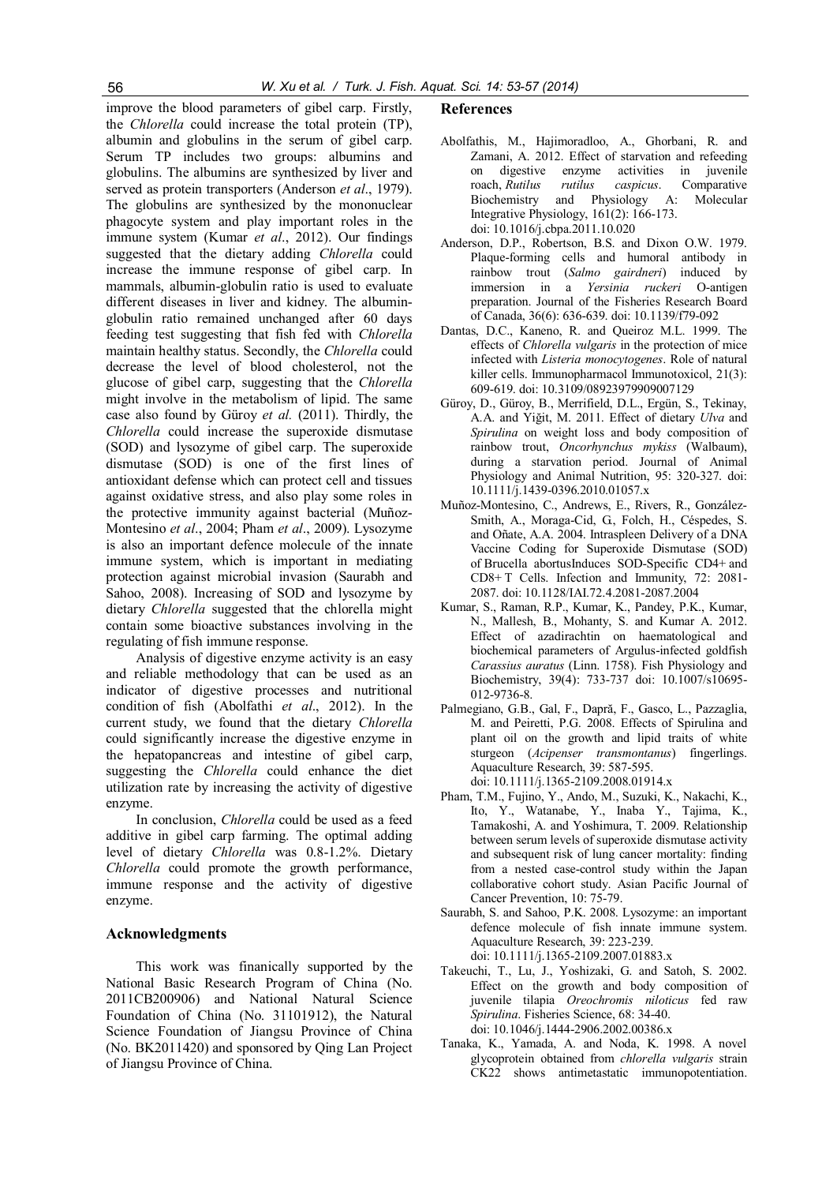improve the blood parameters of gibel carp. Firstly, the *Chlorella* could increase the total protein (TP), albumin and globulins in the serum of gibel carp. Serum TP includes two groups: albumins and globulins. The albumins are synthesized by liver and served as protein transporters (Anderson *et al*., 1979). The globulins are synthesized by the mononuclear phagocyte system and play important roles in the immune system (Kumar *et al*., 2012). Our findings suggested that the dietary adding *Chlorella* could increase the immune response of gibel carp. In mammals, albumin-globulin ratio is used to evaluate different diseases in liver and kidney. The albumin-globulin ratio remained unchanged after 60 days feeding test suggesting that fish fed with *Chlorella* maintain healthy status. Secondly, the *Chlorella* could decrease the level of blood cholesterol, not the glucose of gibel carp, suggesting that the *Chlorella* might involve in the metabolism of lipid. The same case also found by Güroy *et al.* (2011). Thirdly, the *Chlorella* could increase the superoxide dismutase (SOD) and lysozyme of gibel carp. The superoxide dismutase (SOD) is one of the first lines of antioxidant defense which can protect cell and tissues against oxidative stress, and also play some roles in the protective immunity against bacterial (Muñoz-Montesino *et al*., 2004; Pham *et al*., 2009). Lysozyme is also an important defence molecule of the innate immune system, which is important in mediating protection against microbial invasion (Saurabh and Sahoo, 2008). Increasing of SOD and lysozyme by dietary *Chlorella* suggested that the chlorella might contain some bioactive substances involving in the regulating of fish immune response.

Analysis of digestive enzyme activity is an easy and reliable methodology that can be used as an indicator of digestive processes and nutritional condition of fish (Abolfathi *et al*., 2012). In the current study, we found that the dietary *Chlorella* could significantly increase the digestive enzyme in the hepatopancreas and intestine of gibel carp, suggesting the *Chlorella* could enhance the diet utilization rate by increasing the activity of digestive enzyme.

In conclusion, *Chlorella* could be used as a feed additive in gibel carp farming. The optimal adding level of dietary *Chlorella* was 0.8-1.2%. Dietary *Chlorella* could promote the growth performance, immune response and the activity of digestive enzyme.

## Acknowledgments

This work was finanically supported by the National Basic Research Program of China (No. 2011CB200906) and National Natural Science Foundation of China (No. 31101912), the Natural Science Foundation of Jiangsu Province of China (No. BK2011420) and sponsored by Qing Lan Project of Jiangsu Province of China.

## References

Abolfathis, M., Hajimoradloo, A., Ghorbani, R. and Zamani, A. 2012. Effect of starvation and refeeding on digestive enzyme activities in juvenile roach, *Rutilus rutilus caspicus*. Comparative Biochemistry and Physiology A: Molecular Integrative Physiology, 161(2): 166-173. doi: 10.1016/j.cbpa.2011.10.020

Anderson, D.P., Robertson, B.S. and Dixon O.W. 1979. Plaque-forming cells and humoral antibody in rainbow trout (*Salmo gairdneri*) induced by immersion in a *Yersinia ruckeri* O-antigen preparation. Journal of the Fisheries Research Board of Canada, 36(6): 636-639. doi: 10.1139/f79-092

Dantas, D.C., Kaneno, R. and Queiroz M.L. 1999. The effects of *Chlorella vulgaris* in the protection of mice infected with *Listeria monocytogenes*. Role of natural killer cells. Immunopharmacol Immunotoxicol, 21(3): 609-619. doi: 10.3109/08923979909007129

Güroy, D., Güroy, B., Merrifield, D.L., Ergün, S., Tekinay, A.A. and Yiğit, M. 2011. Effect of dietary *Ulva* and *Spirulina* on weight loss and body composition of rainbow trout, *Oncorhynchus mykiss* (Walbaum), during a starvation period. Journal of Animal Physiology and Animal Nutrition, 95: 320-327. doi: 10.1111/j.1439-0396.2010.01057.x

Muñoz-Montesino, C., Andrews, E., Rivers, R., González-Smith, A., Moraga-Cid, G., Folch, H., Céspedes, S. and Oñate, A.A. 2004. Intraspleen Delivery of a DNA Vaccine Coding for Superoxide Dismutase (SOD) of Brucella abortusInduces SOD-Specific CD4+ and CD8+ T Cells. Infection and Immunity, 72: 2081-2087. doi: 10.1128/IAI.72.4.2081-2087.2004

Kumar, S., Raman, R.P., Kumar, K., Pandey, P.K., Kumar, N., Mallesh, B., Mohanty, S. and Kumar A. 2012. Effect of azadirachtin on haematological and biochemical parameters of Argulus-infected goldfish *Carassius auratus* (Linn. 1758). Fish Physiology and Biochemistry, 39(4): 733-737 doi: 10.1007/s10695-012-9736-8.

Palmegiano, G.B., Gal, F., Dapră, F., Gasco, L., Pazzaglia, M. and Peiretti, P.G. 2008. Effects of Spirulina and plant oil on the growth and lipid traits of white sturgeon (*Acipenser transmontanus*) fingerlings. Aquaculture Research, 39: 587-595. doi: 10.1111/j.1365-2109.2008.01914.x

Pham, T.M., Fujino, Y., Ando, M., Suzuki, K., Nakachi, K., Ito, Y., Watanabe, Y., Inaba Y., Tajima, K., Tamakoshi, A. and Yoshimura, T. 2009. Relationship between serum levels of superoxide dismutase activity and subsequent risk of lung cancer mortality: finding from a nested case-control study within the Japan collaborative cohort study. Asian Pacific Journal of Cancer Prevention, 10: 75-79.

Saurabh, S. and Sahoo, P.K. 2008. Lysozyme: an important defence molecule of fish innate immune system. Aquaculture Research, 39: 223-239. doi: 10.1111/j.1365-2109.2007.01883.x

Takeuchi, T., Lu, J., Yoshizaki, G. and Satoh, S. 2002. Effect on the growth and body composition of juvenile tilapia *Oreochromis niloticus* fed raw *Spirulina*. Fisheries Science, 68: 34-40. doi: 10.1046/j.1444-2906.2002.00386.x

Tanaka, K., Yamada, A. and Noda, K. 1998. A novel glycoprotein obtained from *chlorella vulgaris* strain CK22 shows antimetastatic immunopotentiation.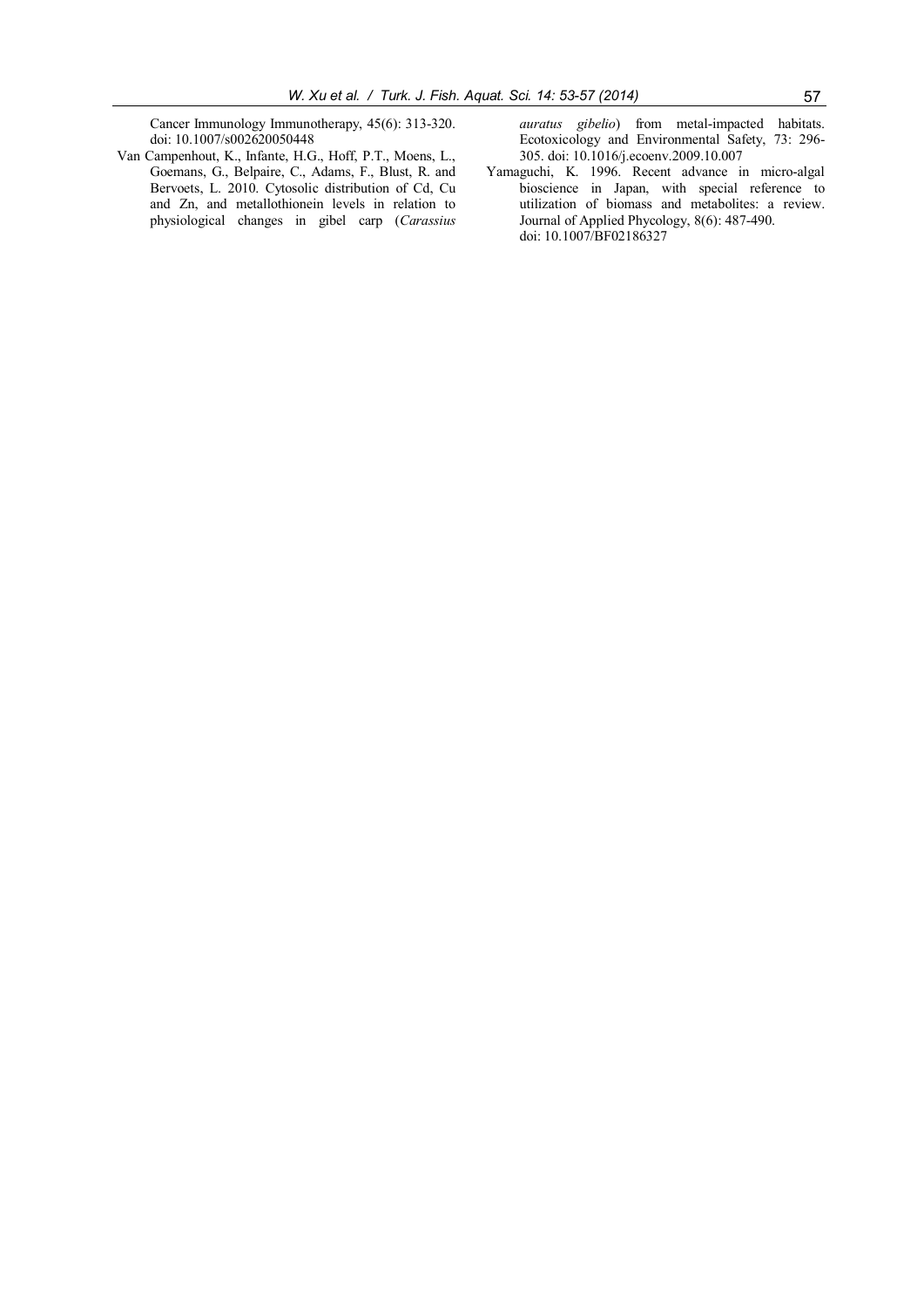Cancer Immunology Immunotherapy, 45(6): 313-320. doi: 10.1007/s002620050448

Van Campenhout, K., Infante, H.G., Hoff, P.T., Moens, L., Goemans, G., Belpaire, C., Adams, F., Blust, R. and Bervoets, L. 2010. Cytosolic distribution of Cd, Cu and Zn, and metallothionein levels in relation to physiological changes in gibel carp (*Carassius auratus gibelio*) from metal-impacted habitats. Ecotoxicology and Environmental Safety, 73: 296-305. doi: 10.1016/j.ecoenv.2009.10.007

Yamaguchi, K. 1996. Recent advance in micro-algal bioscience in Japan, with special reference to utilization of biomass and metabolites: a review. Journal of Applied Phycology, 8(6): 487-490. doi: 10.1007/BF02186327